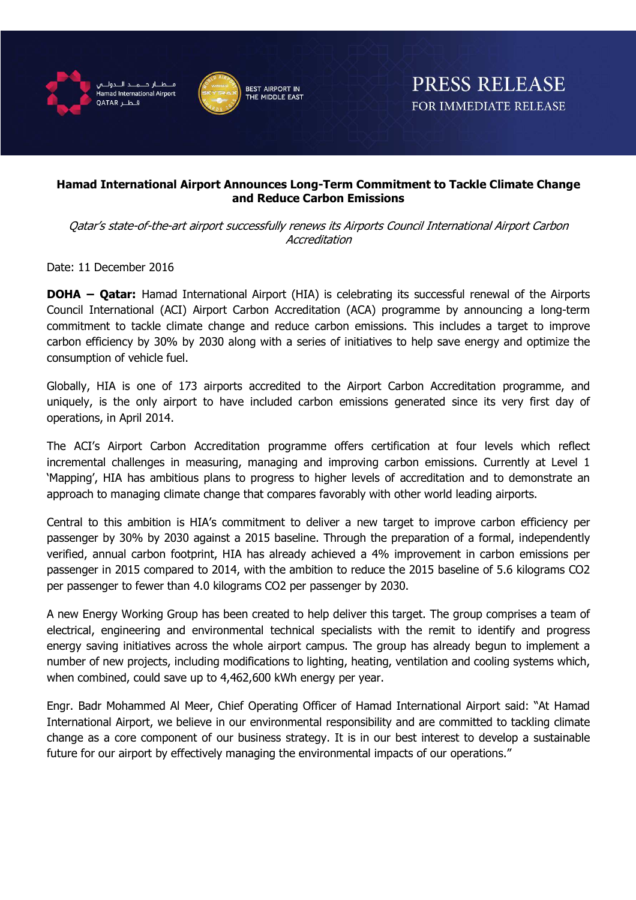PRESS RELEASE
FOR IMMEDIATE RELEASE

## Hamad International Airport Announces Long-Term Commitment to Tackle Climate Change and Reduce Carbon Emissions

*Qatar's state-of-the-art airport successfully renews its Airports Council International Airport Carbon Accreditation*

Date: 11 December 2016

**DOHA – Qatar:** Hamad International Airport (HIA) is celebrating its successful renewal of the Airports Council International (ACI) Airport Carbon Accreditation (ACA) programme by announcing a long-term commitment to tackle climate change and reduce carbon emissions. This includes a target to improve carbon efficiency by 30% by 2030 along with a series of initiatives to help save energy and optimize the consumption of vehicle fuel.

Globally, HIA is one of 173 airports accredited to the Airport Carbon Accreditation programme, and uniquely, is the only airport to have included carbon emissions generated since its very first day of operations, in April 2014.

The ACI's Airport Carbon Accreditation programme offers certification at four levels which reflect incremental challenges in measuring, managing and improving carbon emissions. Currently at Level 1 'Mapping', HIA has ambitious plans to progress to higher levels of accreditation and to demonstrate an approach to managing climate change that compares favorably with other world leading airports.

Central to this ambition is HIA's commitment to deliver a new target to improve carbon efficiency per passenger by 30% by 2030 against a 2015 baseline. Through the preparation of a formal, independently verified, annual carbon footprint, HIA has already achieved a 4% improvement in carbon emissions per passenger in 2015 compared to 2014, with the ambition to reduce the 2015 baseline of 5.6 kilograms $CO_2$ per passenger to fewer than 4.0 kilograms $CO_2$ per passenger by 2030.

A new Energy Working Group has been created to help deliver this target. The group comprises a team of electrical, engineering and environmental technical specialists with the remit to identify and progress energy saving initiatives across the whole airport campus. The group has already begun to implement a number of new projects, including modifications to lighting, heating, ventilation and cooling systems which, when combined, could save up to 4,462,600 kWh energy per year.

Engr. Badr Mohammed Al Meer, Chief Operating Officer of Hamad International Airport said: "At Hamad International Airport, we believe in our environmental responsibility and are committed to tackling climate change as a core component of our business strategy. It is in our best interest to develop a sustainable future for our airport by effectively managing the environmental impacts of our operations."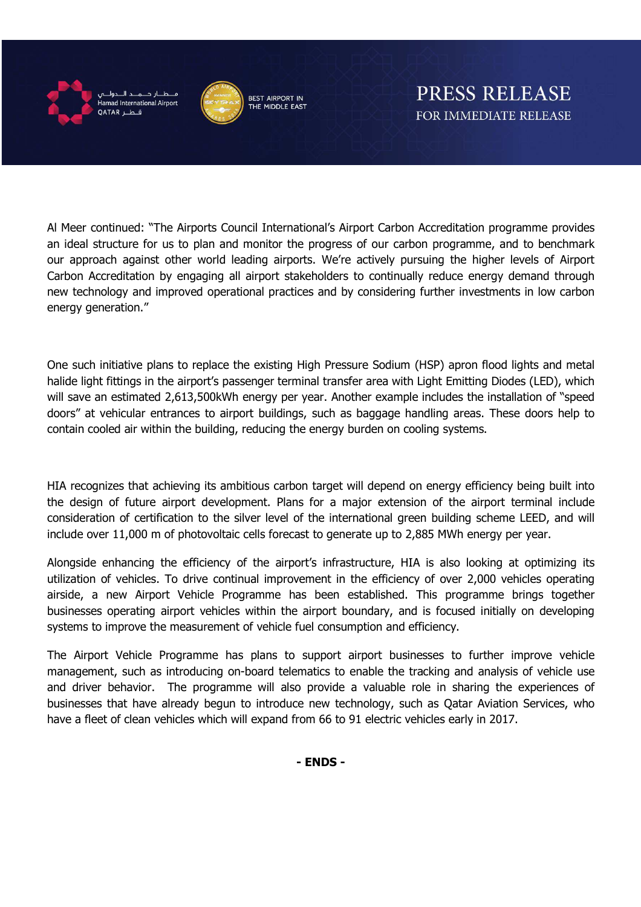Al Meer continued: "The Airports Council International's Airport Carbon Accreditation programme provides an ideal structure for us to plan and monitor the progress of our carbon programme, and to benchmark our approach against other world leading airports. We're actively pursuing the higher levels of Airport Carbon Accreditation by engaging all airport stakeholders to continually reduce energy demand through new technology and improved operational practices and by considering further investments in low carbon energy generation."

One such initiative plans to replace the existing High Pressure Sodium (HSP) apron flood lights and metal halide light fittings in the airport's passenger terminal transfer area with Light Emitting Diodes (LED), which will save an estimated 2,613,500kWh energy per year. Another example includes the installation of "speed doors" at vehicular entrances to airport buildings, such as baggage handling areas. These doors help to contain cooled air within the building, reducing the energy burden on cooling systems.

HIA recognizes that achieving its ambitious carbon target will depend on energy efficiency being built into the design of future airport development. Plans for a major extension of the airport terminal include consideration of certification to the silver level of the international green building scheme LEED, and will include over 11,000 m of photovoltaic cells forecast to generate up to 2,885 MWh energy per year.

Alongside enhancing the efficiency of the airport's infrastructure, HIA is also looking at optimizing its utilization of vehicles. To drive continual improvement in the efficiency of over 2,000 vehicles operating airside, a new Airport Vehicle Programme has been established. This programme brings together businesses operating airport vehicles within the airport boundary, and is focused initially on developing systems to improve the measurement of vehicle fuel consumption and efficiency.

The Airport Vehicle Programme has plans to support airport businesses to further improve vehicle management, such as introducing on-board telematics to enable the tracking and analysis of vehicle use and driver behavior. The programme will also provide a valuable role in sharing the experiences of businesses that have already begun to introduce new technology, such as Qatar Aviation Services, who have a fleet of clean vehicles which will expand from 66 to 91 electric vehicles early in 2017.

**- ENDS -**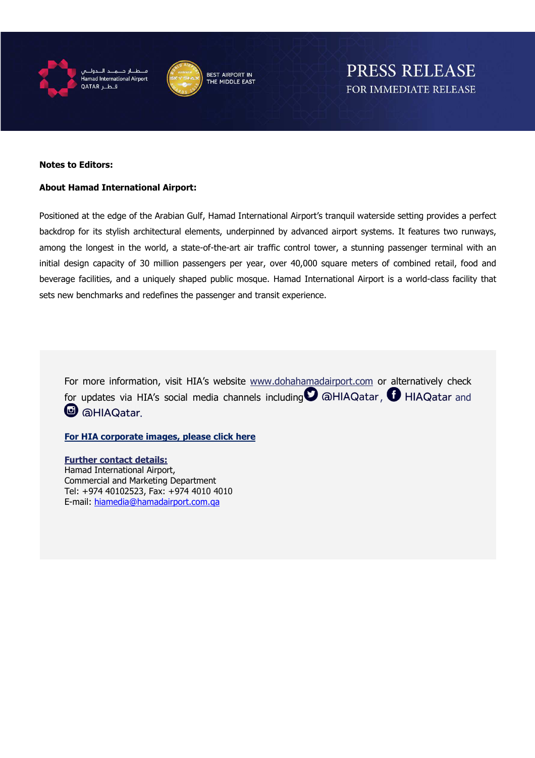**Notes to Editors:**

**About Hamad International Airport:**

Positioned at the edge of the Arabian Gulf, Hamad International Airport's tranquil waterside setting provides a perfect backdrop for its stylish architectural elements, underpinned by advanced airport systems. It features two runways, among the longest in the world, a state-of-the-art air traffic control tower, a stunning passenger terminal with an initial design capacity of 30 million passengers per year, over 40,000 square meters of combined retail, food and beverage facilities, and a uniquely shaped public mosque. Hamad International Airport is a world-class facility that sets new benchmarks and redefines the passenger and transit experience.

For more information, visit HIA's website www.dohahamadairport.com or alternatively check for updates via HIA's social media channels including @HIAQatar, HIAQatar and @HIAQatar.

**For HIA corporate images, please click here**

**Further contact details:**
Hamad International Airport,
Commercial and Marketing Department
Tel: +974 40102523, Fax: +974 4010 4010
E-mail: hiamedia@hamadairport.com.qa